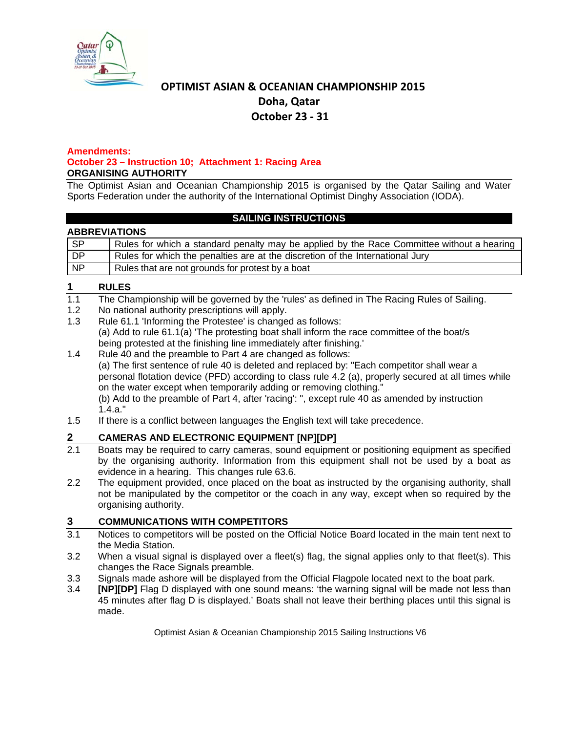# OPTIMIST ASIAN & OCEANIAN CHAMPIONSHIP 2015
## Doha, Qatar
## October 23 - 31

**Amendments:**
**October 23 – Instruction 10; Attachment 1: Racing Area**

**ORGANISING AUTHORITY**

The Optimist Asian and Oceanian Championship 2015 is organised by the Qatar Sailing and Water Sports Federation under the authority of the International Optimist Dinghy Association (IODA).

## SAILING INSTRUCTIONS

**ABBREVIATIONS**

| | |
|---|---|
| SP | Rules for which a standard penalty may be applied by the Race Committee without a hearing |
| DP | Rules for which the penalties are at the discretion of the International Jury |
| NP | Rules that are not grounds for protest by a boat |

### 1 RULES

1.1 The Championship will be governed by the 'rules' as defined in The Racing Rules of Sailing.

1.2 No national authority prescriptions will apply.

1.3 Rule 61.1 'Informing the Protestee' is changed as follows:
(a) Add to rule 61.1(a) 'The protesting boat shall inform the race committee of the boat/s being protested at the finishing line immediately after finishing.'

1.4 Rule 40 and the preamble to Part 4 are changed as follows:
(a) The first sentence of rule 40 is deleted and replaced by: "Each competitor shall wear a personal flotation device (PFD) according to class rule 4.2 (a), properly secured at all times while on the water except when temporarily adding or removing clothing."
(b) Add to the preamble of Part 4, after 'racing': ", except rule 40 as amended by instruction 1.4.a."

1.5 If there is a conflict between languages the English text will take precedence.

### 2 CAMERAS AND ELECTRONIC EQUIPMENT [NP][DP]

2.1 Boats may be required to carry cameras, sound equipment or positioning equipment as specified by the organising authority. Information from this equipment shall not be used by a boat as evidence in a hearing. This changes rule 63.6.

2.2 The equipment provided, once placed on the boat as instructed by the organising authority, shall not be manipulated by the competitor or the coach in any way, except when so required by the organising authority.

### 3 COMMUNICATIONS WITH COMPETITORS

3.1 Notices to competitors will be posted on the Official Notice Board located in the main tent next to the Media Station.

3.2 When a visual signal is displayed over a fleet(s) flag, the signal applies only to that fleet(s). This changes the Race Signals preamble.

3.3 Signals made ashore will be displayed from the Official Flagpole located next to the boat park.

3.4 **[NP][DP]** Flag D displayed with one sound means: 'the warning signal will be made not less than 45 minutes after flag D is displayed.' Boats shall not leave their berthing places until this signal is made.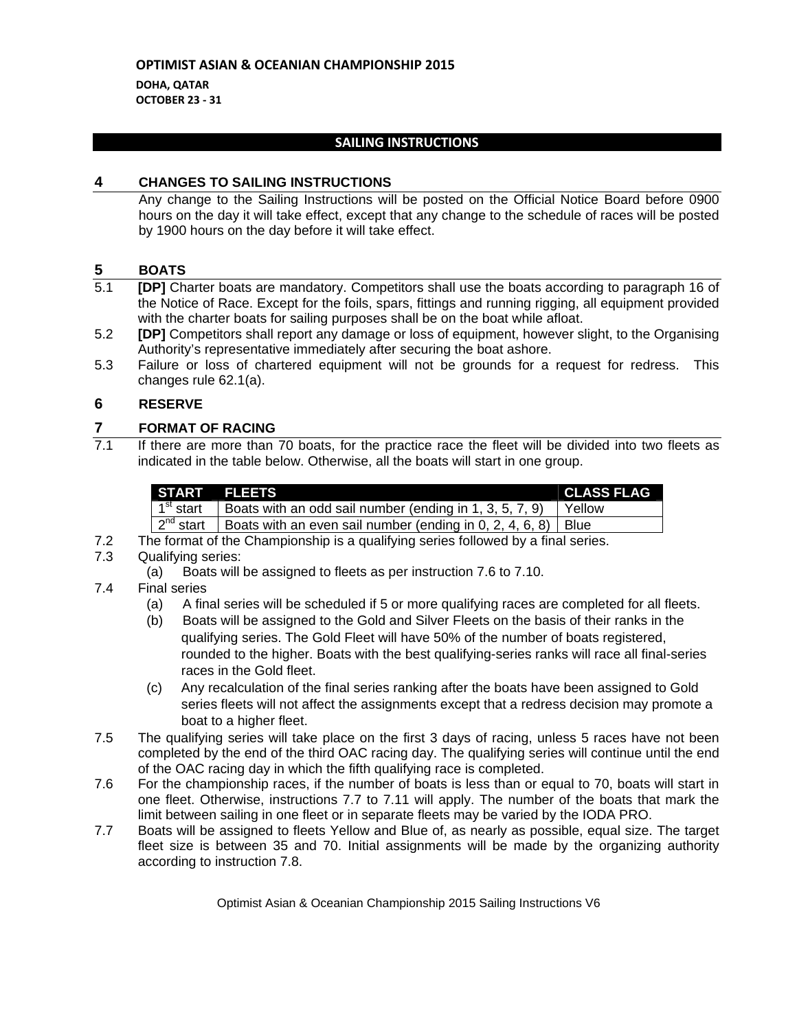**OPTIMIST ASIAN & OCEANIAN CHAMPIONSHIP 2015**

**DOHA, QATAR**
**OCTOBER 23 - 31**

## SAILING INSTRUCTIONS

## 4 CHANGES TO SAILING INSTRUCTIONS

Any change to the Sailing Instructions will be posted on the Official Notice Board before 0900 hours on the day it will take effect, except that any change to the schedule of races will be posted by 1900 hours on the day before it will take effect.

## 5 BOATS

5.1 **[DP]** Charter boats are mandatory. Competitors shall use the boats according to paragraph 16 of the Notice of Race. Except for the foils, spars, fittings and running rigging, all equipment provided with the charter boats for sailing purposes shall be on the boat while afloat.

5.2 **[DP]** Competitors shall report any damage or loss of equipment, however slight, to the Organising Authority's representative immediately after securing the boat ashore.

5.3 Failure or loss of chartered equipment will not be grounds for a request for redress. This changes rule 62.1(a).

## 6 RESERVE

## 7 FORMAT OF RACING

7.1 If there are more than 70 boats, for the practice race the fleet will be divided into two fleets as indicated in the table below. Otherwise, all the boats will start in one group.

| START | FLEETS | CLASS FLAG |
|---|---|---|
| 1st start | Boats with an odd sail number (ending in 1, 3, 5, 7, 9) | Yellow |
| 2nd start | Boats with an even sail number (ending in 0, 2, 4, 6, 8) | Blue |

7.2 The format of the Championship is a qualifying series followed by a final series.

7.3 Qualifying series:
 (a) Boats will be assigned to fleets as per instruction 7.6 to 7.10.

7.4 Final series
 (a) A final series will be scheduled if 5 or more qualifying races are completed for all fleets.
 (b) Boats will be assigned to the Gold and Silver Fleets on the basis of their ranks in the qualifying series. The Gold Fleet will have 50% of the number of boats registered, rounded to the higher. Boats with the best qualifying-series ranks will race all final-series races in the Gold fleet.
 (c) Any recalculation of the final series ranking after the boats have been assigned to Gold series fleets will not affect the assignments except that a redress decision may promote a boat to a higher fleet.

7.5 The qualifying series will take place on the first 3 days of racing, unless 5 races have not been completed by the end of the third OAC racing day. The qualifying series will continue until the end of the OAC racing day in which the fifth qualifying race is completed.

7.6 For the championship races, if the number of boats is less than or equal to 70, boats will start in one fleet. Otherwise, instructions 7.7 to 7.11 will apply. The number of the boats that mark the limit between sailing in one fleet or in separate fleets may be varied by the IODA PRO.

7.7 Boats will be assigned to fleets Yellow and Blue of, as nearly as possible, equal size. The target fleet size is between 35 and 70. Initial assignments will be made by the organizing authority according to instruction 7.8.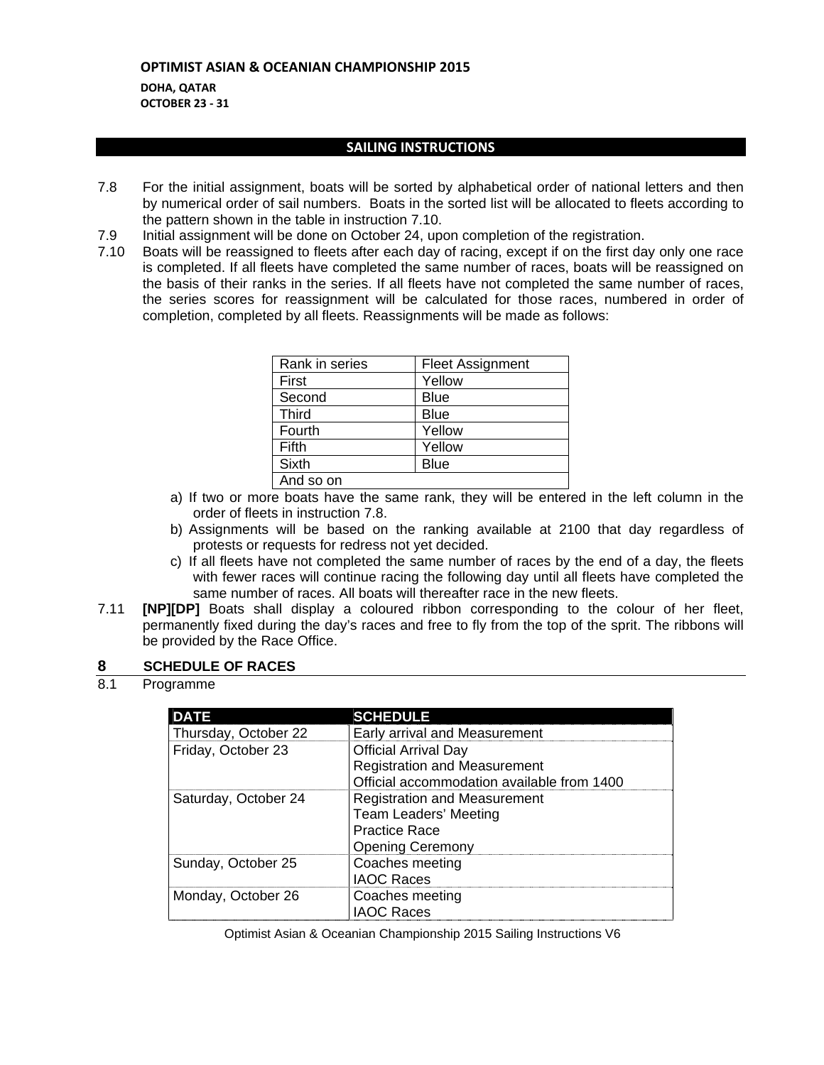7.8 For the initial assignment, boats will be sorted by alphabetical order of national letters and then by numerical order of sail numbers. Boats in the sorted list will be allocated to fleets according to the pattern shown in the table in instruction 7.10.

7.9 Initial assignment will be done on October 24, upon completion of the registration.

7.10 Boats will be reassigned to fleets after each day of racing, except if on the first day only one race is completed. If all fleets have completed the same number of races, boats will be reassigned on the basis of their ranks in the series. If all fleets have not completed the same number of races, the series scores for reassignment will be calculated for those races, numbered in order of completion, completed by all fleets. Reassignments will be made as follows:

| Rank in series | Fleet Assignment |
|---|---|
| First | Yellow |
| Second | Blue |
| Third | Blue |
| Fourth | Yellow |
| Fifth | Yellow |
| Sixth | Blue |
| And so on | |

a) If two or more boats have the same rank, they will be entered in the left column in the order of fleets in instruction 7.8.

b) Assignments will be based on the ranking available at 2100 that day regardless of protests or requests for redress not yet decided.

c) If all fleets have not completed the same number of races by the end of a day, the fleets with fewer races will continue racing the following day until all fleets have completed the same number of races. All boats will thereafter race in the new fleets.

7.11 **[NP][DP]** Boats shall display a coloured ribbon corresponding to the colour of her fleet, permanently fixed during the day's races and free to fly from the top of the sprit. The ribbons will be provided by the Race Office.

## 8 SCHEDULE OF RACES

8.1 Programme

| DATE | SCHEDULE |
|---|---|
| Thursday, October 22 | Early arrival and Measurement |
| Friday, October 23 | Official Arrival Day<br>Registration and Measurement<br>Official accommodation available from 1400 |
| Saturday, October 24 | Registration and Measurement<br>Team Leaders' Meeting<br>Practice Race<br>Opening Ceremony |
| Sunday, October 25 | Coaches meeting<br>IAOC Races |
| Monday, October 26 | Coaches meeting<br>IAOC Races |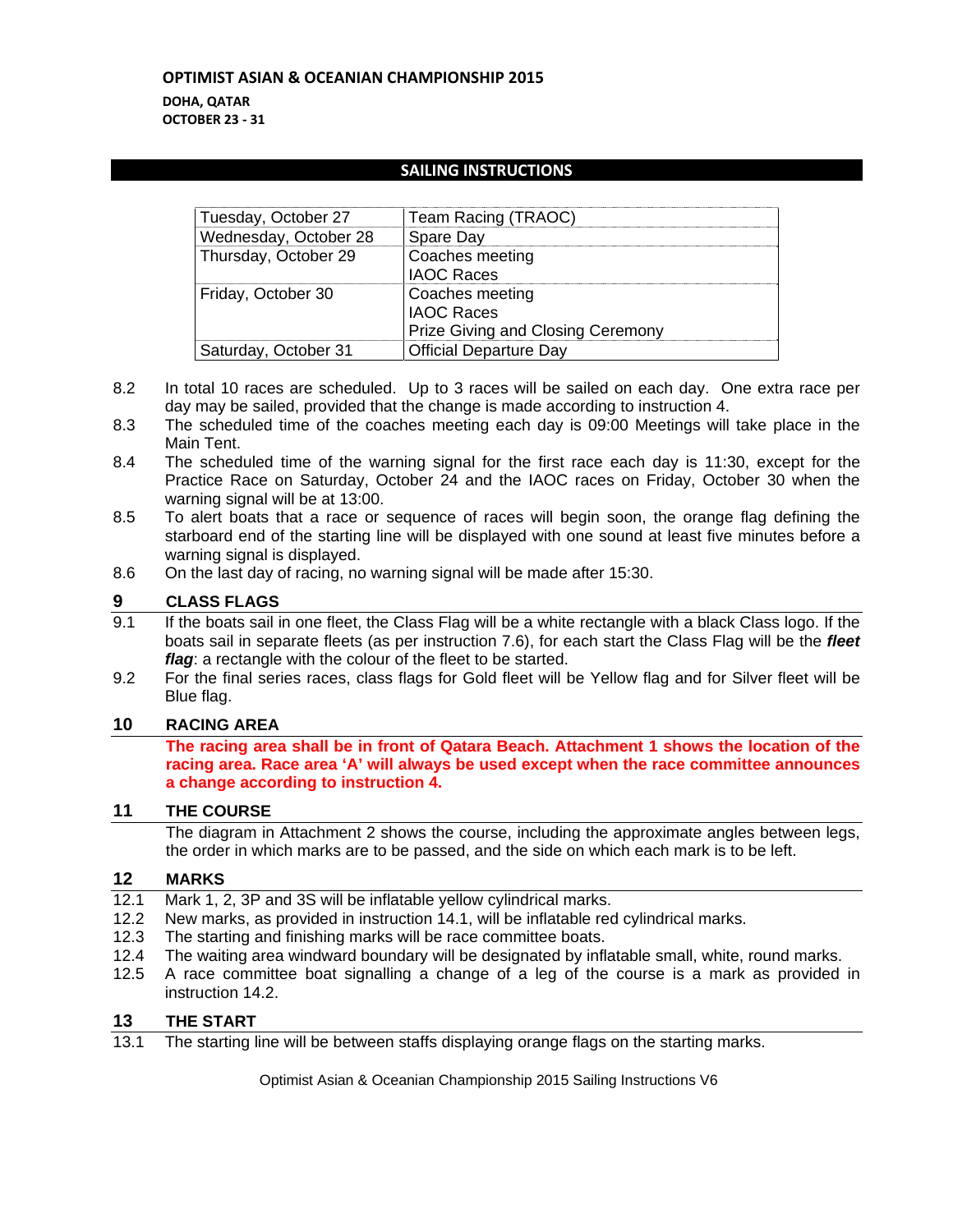**OPTIMIST ASIAN & OCEANIAN CHAMPIONSHIP 2015**

**DOHA, QATAR**
**OCTOBER 23 - 31**

## SAILING INSTRUCTIONS

| | |
|---|---|
| Tuesday, October 27 | Team Racing (TRAOC) |
| Wednesday, October 28 | Spare Day |
| Thursday, October 29 | Coaches meeting<br>IAOC Races |
| Friday, October 30 | Coaches meeting<br>IAOC Races<br>Prize Giving and Closing Ceremony |
| Saturday, October 31 | Official Departure Day |

8.2 In total 10 races are scheduled. Up to 3 races will be sailed on each day. One extra race per day may be sailed, provided that the change is made according to instruction 4.

8.3 The scheduled time of the coaches meeting each day is 09:00 Meetings will take place in the Main Tent.

8.4 The scheduled time of the warning signal for the first race each day is 11:30, except for the Practice Race on Saturday, October 24 and the IAOC races on Friday, October 30 when the warning signal will be at 13:00.

8.5 To alert boats that a race or sequence of races will begin soon, the orange flag defining the starboard end of the starting line will be displayed with one sound at least five minutes before a warning signal is displayed.

8.6 On the last day of racing, no warning signal will be made after 15:30.

## 9 CLASS FLAGS

9.1 If the boats sail in one fleet, the Class Flag will be a white rectangle with a black Class logo. If the boats sail in separate fleets (as per instruction 7.6), for each start the Class Flag will be the ***fleet flag***: a rectangle with the colour of the fleet to be started.

9.2 For the final series races, class flags for Gold fleet will be Yellow flag and for Silver fleet will be Blue flag.

## 10 RACING AREA

**The racing area shall be in front of Qatara Beach. Attachment 1 shows the location of the racing area. Race area 'A' will always be used except when the race committee announces a change according to instruction 4.**

## 11 THE COURSE

The diagram in Attachment 2 shows the course, including the approximate angles between legs, the order in which marks are to be passed, and the side on which each mark is to be left.

## 12 MARKS

12.1 Mark 1, 2, 3P and 3S will be inflatable yellow cylindrical marks.

12.2 New marks, as provided in instruction 14.1, will be inflatable red cylindrical marks.

12.3 The starting and finishing marks will be race committee boats.

12.4 The waiting area windward boundary will be designated by inflatable small, white, round marks.

12.5 A race committee boat signalling a change of a leg of the course is a mark as provided in instruction 14.2.

## 13 THE START

13.1 The starting line will be between staffs displaying orange flags on the starting marks.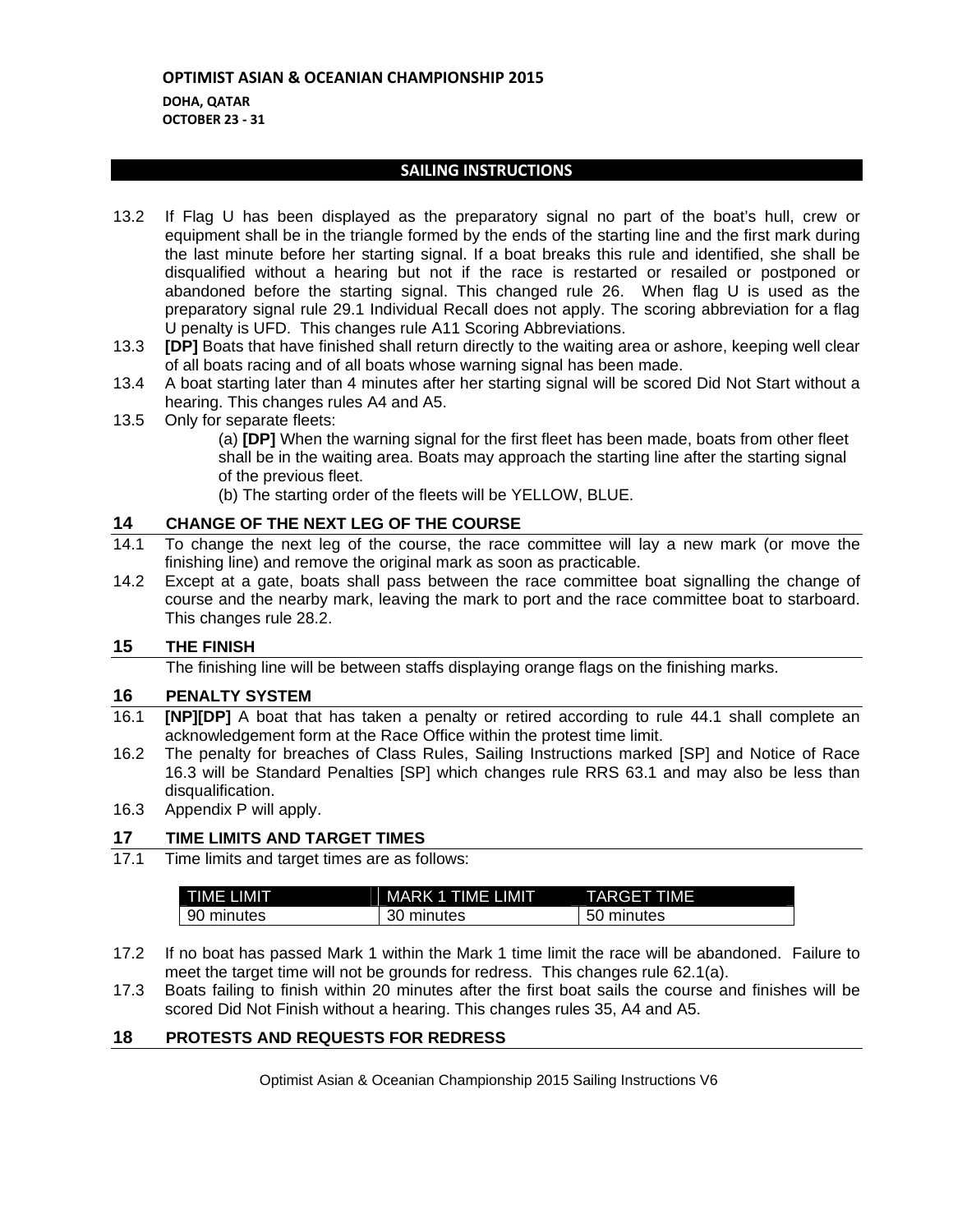13.2 If Flag U has been displayed as the preparatory signal no part of the boat's hull, crew or equipment shall be in the triangle formed by the ends of the starting line and the first mark during the last minute before her starting signal. If a boat breaks this rule and identified, she shall be disqualified without a hearing but not if the race is restarted or resailed or postponed or abandoned before the starting signal. This changed rule 26. When flag U is used as the preparatory signal rule 29.1 Individual Recall does not apply. The scoring abbreviation for a flag U penalty is UFD. This changes rule A11 Scoring Abbreviations.

13.3 **[DP]** Boats that have finished shall return directly to the waiting area or ashore, keeping well clear of all boats racing and of all boats whose warning signal has been made.

13.4 A boat starting later than 4 minutes after her starting signal will be scored Did Not Start without a hearing. This changes rules A4 and A5.

13.5 Only for separate fleets:

(a) **[DP]** When the warning signal for the first fleet has been made, boats from other fleet shall be in the waiting area. Boats may approach the starting line after the starting signal of the previous fleet.

(b) The starting order of the fleets will be YELLOW, BLUE.

## 14 CHANGE OF THE NEXT LEG OF THE COURSE

14.1 To change the next leg of the course, the race committee will lay a new mark (or move the finishing line) and remove the original mark as soon as practicable.

14.2 Except at a gate, boats shall pass between the race committee boat signalling the change of course and the nearby mark, leaving the mark to port and the race committee boat to starboard. This changes rule 28.2.

## 15 THE FINISH

The finishing line will be between staffs displaying orange flags on the finishing marks.

## 16 PENALTY SYSTEM

16.1 **[NP][DP]** A boat that has taken a penalty or retired according to rule 44.1 shall complete an acknowledgement form at the Race Office within the protest time limit.

16.2 The penalty for breaches of Class Rules, Sailing Instructions marked [SP] and Notice of Race 16.3 will be Standard Penalties [SP] which changes rule RRS 63.1 and may also be less than disqualification.

16.3 Appendix P will apply.

## 17 TIME LIMITS AND TARGET TIMES

17.1 Time limits and target times are as follows:

| TIME LIMIT | MARK 1 TIME LIMIT | TARGET TIME |
|---|---|---|
| 90 minutes | 30 minutes | 50 minutes |

17.2 If no boat has passed Mark 1 within the Mark 1 time limit the race will be abandoned. Failure to meet the target time will not be grounds for redress. This changes rule 62.1(a).

17.3 Boats failing to finish within 20 minutes after the first boat sails the course and finishes will be scored Did Not Finish without a hearing. This changes rules 35, A4 and A5.

## 18 PROTESTS AND REQUESTS FOR REDRESS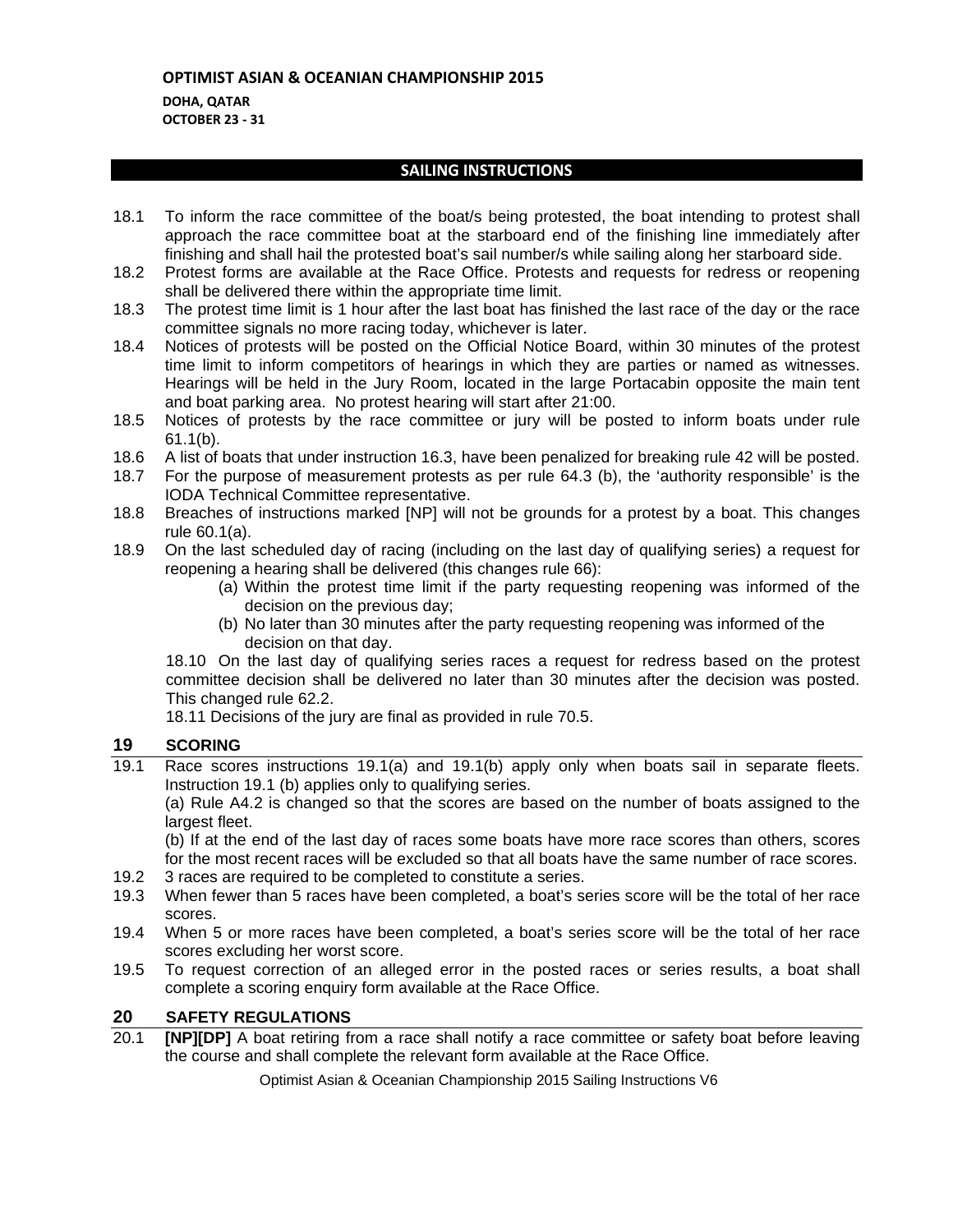18.1 To inform the race committee of the boat/s being protested, the boat intending to protest shall approach the race committee boat at the starboard end of the finishing line immediately after finishing and shall hail the protested boat's sail number/s while sailing along her starboard side.

18.2 Protest forms are available at the Race Office. Protests and requests for redress or reopening shall be delivered there within the appropriate time limit.

18.3 The protest time limit is 1 hour after the last boat has finished the last race of the day or the race committee signals no more racing today, whichever is later.

18.4 Notices of protests will be posted on the Official Notice Board, within 30 minutes of the protest time limit to inform competitors of hearings in which they are parties or named as witnesses. Hearings will be held in the Jury Room, located in the large Portacabin opposite the main tent and boat parking area. No protest hearing will start after 21:00.

18.5 Notices of protests by the race committee or jury will be posted to inform boats under rule 61.1(b).

18.6 A list of boats that under instruction 16.3, have been penalized for breaking rule 42 will be posted.

18.7 For the purpose of measurement protests as per rule 64.3 (b), the 'authority responsible' is the IODA Technical Committee representative.

18.8 Breaches of instructions marked [NP] will not be grounds for a protest by a boat. This changes rule 60.1(a).

18.9 On the last scheduled day of racing (including on the last day of qualifying series) a request for reopening a hearing shall be delivered (this changes rule 66):

(a) Within the protest time limit if the party requesting reopening was informed of the decision on the previous day;

(b) No later than 30 minutes after the party requesting reopening was informed of the decision on that day.

18.10 On the last day of qualifying series races a request for redress based on the protest committee decision shall be delivered no later than 30 minutes after the decision was posted. This changed rule 62.2.

18.11 Decisions of the jury are final as provided in rule 70.5.

## 19 SCORING

19.1 Race scores instructions 19.1(a) and 19.1(b) apply only when boats sail in separate fleets. Instruction 19.1 (b) applies only to qualifying series.

(a) Rule A4.2 is changed so that the scores are based on the number of boats assigned to the largest fleet.

(b) If at the end of the last day of races some boats have more race scores than others, scores for the most recent races will be excluded so that all boats have the same number of race scores.

19.2 3 races are required to be completed to constitute a series.

19.3 When fewer than 5 races have been completed, a boat's series score will be the total of her race scores.

19.4 When 5 or more races have been completed, a boat's series score will be the total of her race scores excluding her worst score.

19.5 To request correction of an alleged error in the posted races or series results, a boat shall complete a scoring enquiry form available at the Race Office.

## 20 SAFETY REGULATIONS

20.1 **[NP][DP]** A boat retiring from a race shall notify a race committee or safety boat before leaving the course and shall complete the relevant form available at the Race Office.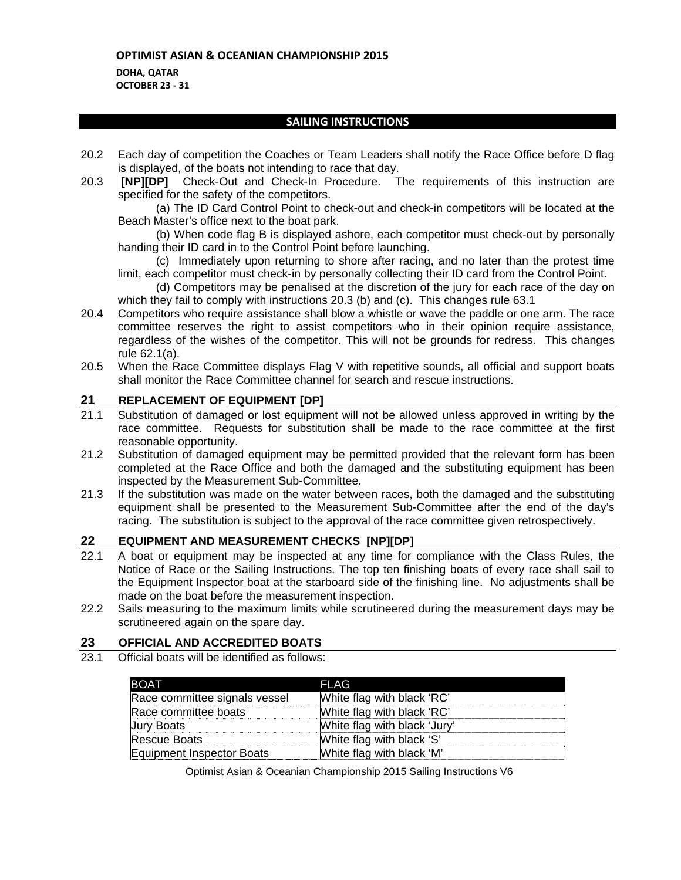**OPTIMIST ASIAN & OCEANIAN CHAMPIONSHIP 2015**

**DOHA, QATAR**
**OCTOBER 23 - 31**

**SAILING INSTRUCTIONS**

20.2 Each day of competition the Coaches or Team Leaders shall notify the Race Office before D flag is displayed, of the boats not intending to race that day.

20.3 **[NP][DP]** Check-Out and Check-In Procedure. The requirements of this instruction are specified for the safety of the competitors.

(a) The ID Card Control Point to check-out and check-in competitors will be located at the Beach Master's office next to the boat park.

(b) When code flag B is displayed ashore, each competitor must check-out by personally handing their ID card in to the Control Point before launching.

(c) Immediately upon returning to shore after racing, and no later than the protest time limit, each competitor must check-in by personally collecting their ID card from the Control Point.

(d) Competitors may be penalised at the discretion of the jury for each race of the day on which they fail to comply with instructions 20.3 (b) and (c). This changes rule 63.1

20.4 Competitors who require assistance shall blow a whistle or wave the paddle or one arm. The race committee reserves the right to assist competitors who in their opinion require assistance, regardless of the wishes of the competitor. This will not be grounds for redress. This changes rule 62.1(a).

20.5 When the Race Committee displays Flag V with repetitive sounds, all official and support boats shall monitor the Race Committee channel for search and rescue instructions.

## 21 REPLACEMENT OF EQUIPMENT [DP]

21.1 Substitution of damaged or lost equipment will not be allowed unless approved in writing by the race committee. Requests for substitution shall be made to the race committee at the first reasonable opportunity.

21.2 Substitution of damaged equipment may be permitted provided that the relevant form has been completed at the Race Office and both the damaged and the substituting equipment has been inspected by the Measurement Sub-Committee.

21.3 If the substitution was made on the water between races, both the damaged and the substituting equipment shall be presented to the Measurement Sub-Committee after the end of the day's racing. The substitution is subject to the approval of the race committee given retrospectively.

## 22 EQUIPMENT AND MEASUREMENT CHECKS [NP][DP]

22.1 A boat or equipment may be inspected at any time for compliance with the Class Rules, the Notice of Race or the Sailing Instructions. The top ten finishing boats of every race shall sail to the Equipment Inspector boat at the starboard side of the finishing line. No adjustments shall be made on the boat before the measurement inspection.

22.2 Sails measuring to the maximum limits while scrutineered during the measurement days may be scrutineered again on the spare day.

## 23 OFFICIAL AND ACCREDITED BOATS

23.1 Official boats will be identified as follows:

| BOAT | FLAG |
|---|---|
| Race committee signals vessel | White flag with black 'RC' |
| Race committee boats | White flag with black 'RC' |
| Jury Boats | White flag with black 'Jury' |
| Rescue Boats | White flag with black 'S' |
| Equipment Inspector Boats | White flag with black 'M' |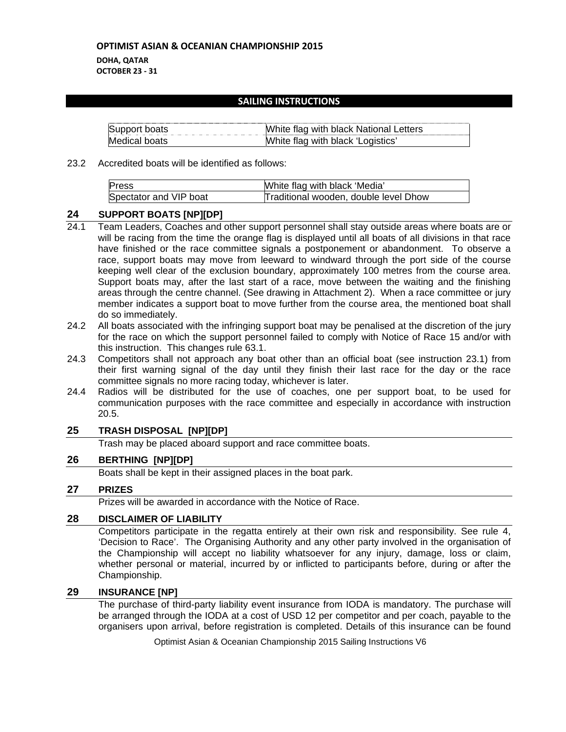| Support boats | White flag with black National Letters |
|---|---|
| Medical boats | White flag with black 'Logistics' |

23.2 Accredited boats will be identified as follows:

| Press | White flag with black 'Media' |
|---|---|
| Spectator and VIP boat | Traditional wooden, double level Dhow |

## 24 SUPPORT BOATS [NP][DP]

24.1 Team Leaders, Coaches and other support personnel shall stay outside areas where boats are or will be racing from the time the orange flag is displayed until all boats of all divisions in that race have finished or the race committee signals a postponement or abandonment. To observe a race, support boats may move from leeward to windward through the port side of the course keeping well clear of the exclusion boundary, approximately 100 metres from the course area. Support boats may, after the last start of a race, move between the waiting and the finishing areas through the centre channel. (See drawing in Attachment 2). When a race committee or jury member indicates a support boat to move further from the course area, the mentioned boat shall do so immediately.

24.2 All boats associated with the infringing support boat may be penalised at the discretion of the jury for the race on which the support personnel failed to comply with Notice of Race 15 and/or with this instruction. This changes rule 63.1.

24.3 Competitors shall not approach any boat other than an official boat (see instruction 23.1) from their first warning signal of the day until they finish their last race for the day or the race committee signals no more racing today, whichever is later.

24.4 Radios will be distributed for the use of coaches, one per support boat, to be used for communication purposes with the race committee and especially in accordance with instruction 20.5.

## 25 TRASH DISPOSAL [NP][DP]

Trash may be placed aboard support and race committee boats.

## 26 BERTHING [NP][DP]

Boats shall be kept in their assigned places in the boat park.

## 27 PRIZES

Prizes will be awarded in accordance with the Notice of Race.

## 28 DISCLAIMER OF LIABILITY

Competitors participate in the regatta entirely at their own risk and responsibility. See rule 4, 'Decision to Race'. The Organising Authority and any other party involved in the organisation of the Championship will accept no liability whatsoever for any injury, damage, loss or claim, whether personal or material, incurred by or inflicted to participants before, during or after the Championship.

## 29 INSURANCE [NP]

The purchase of third-party liability event insurance from IODA is mandatory. The purchase will be arranged through the IODA at a cost of USD 12 per competitor and per coach, payable to the organisers upon arrival, before registration is completed. Details of this insurance can be found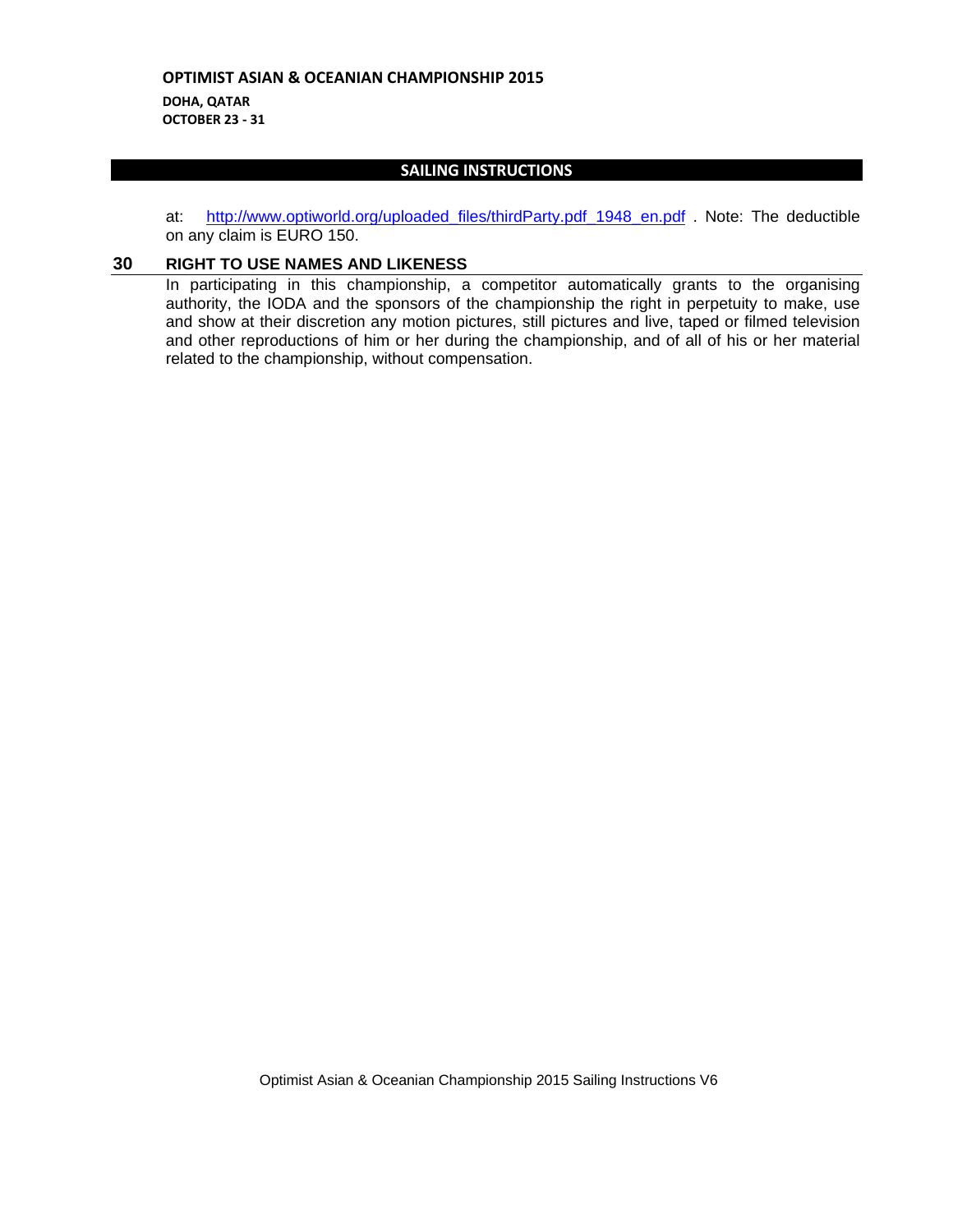at: http://www.optiworld.org/uploaded_files/thirdParty.pdf_1948_en.pdf . Note: The deductible on any claim is EURO 150.

## 30 RIGHT TO USE NAMES AND LIKENESS

In participating in this championship, a competitor automatically grants to the organising authority, the IODA and the sponsors of the championship the right in perpetuity to make, use and show at their discretion any motion pictures, still pictures and live, taped or filmed television and other reproductions of him or her during the championship, and of all of his or her material related to the championship, without compensation.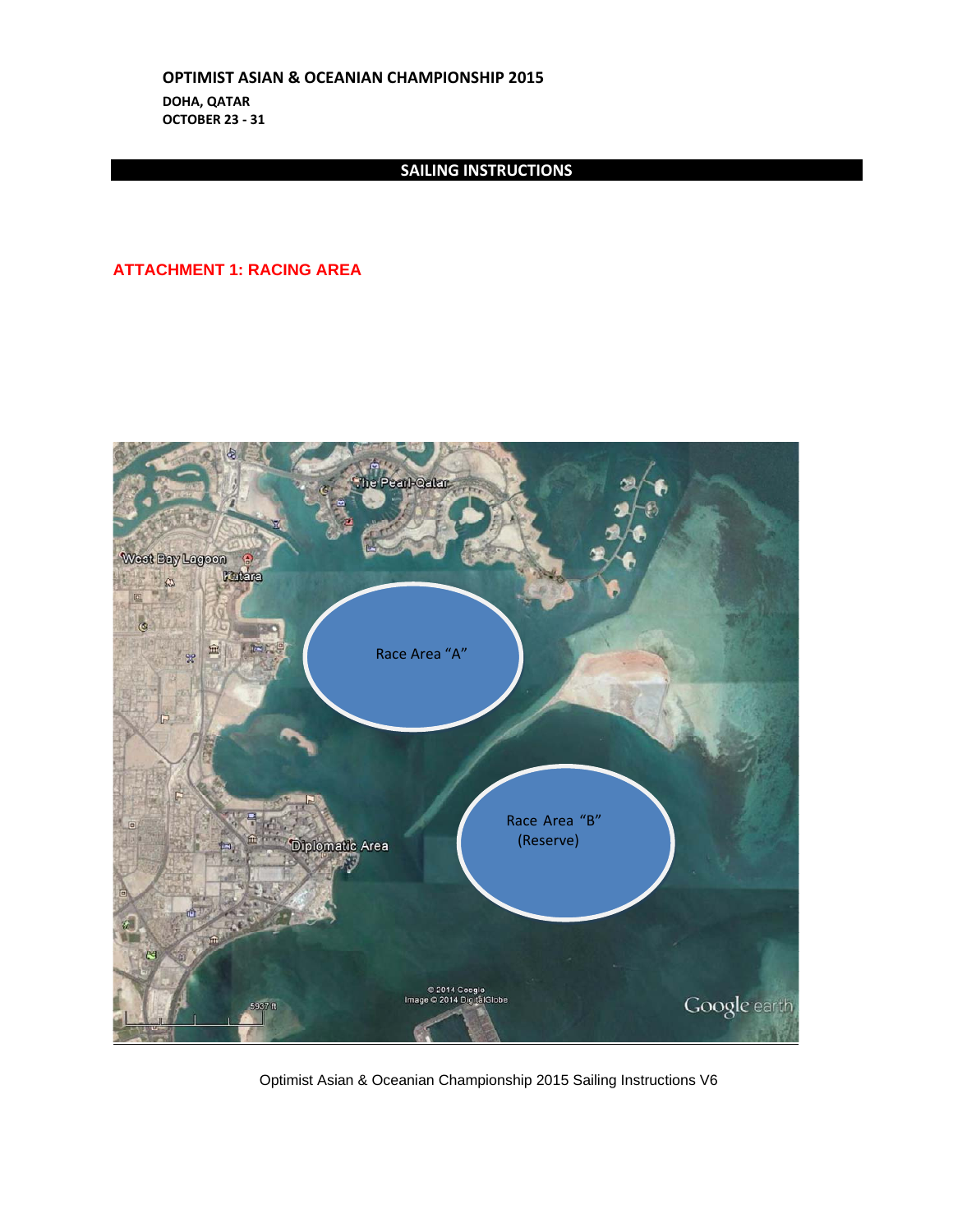## ATTACHMENT 1: RACING AREA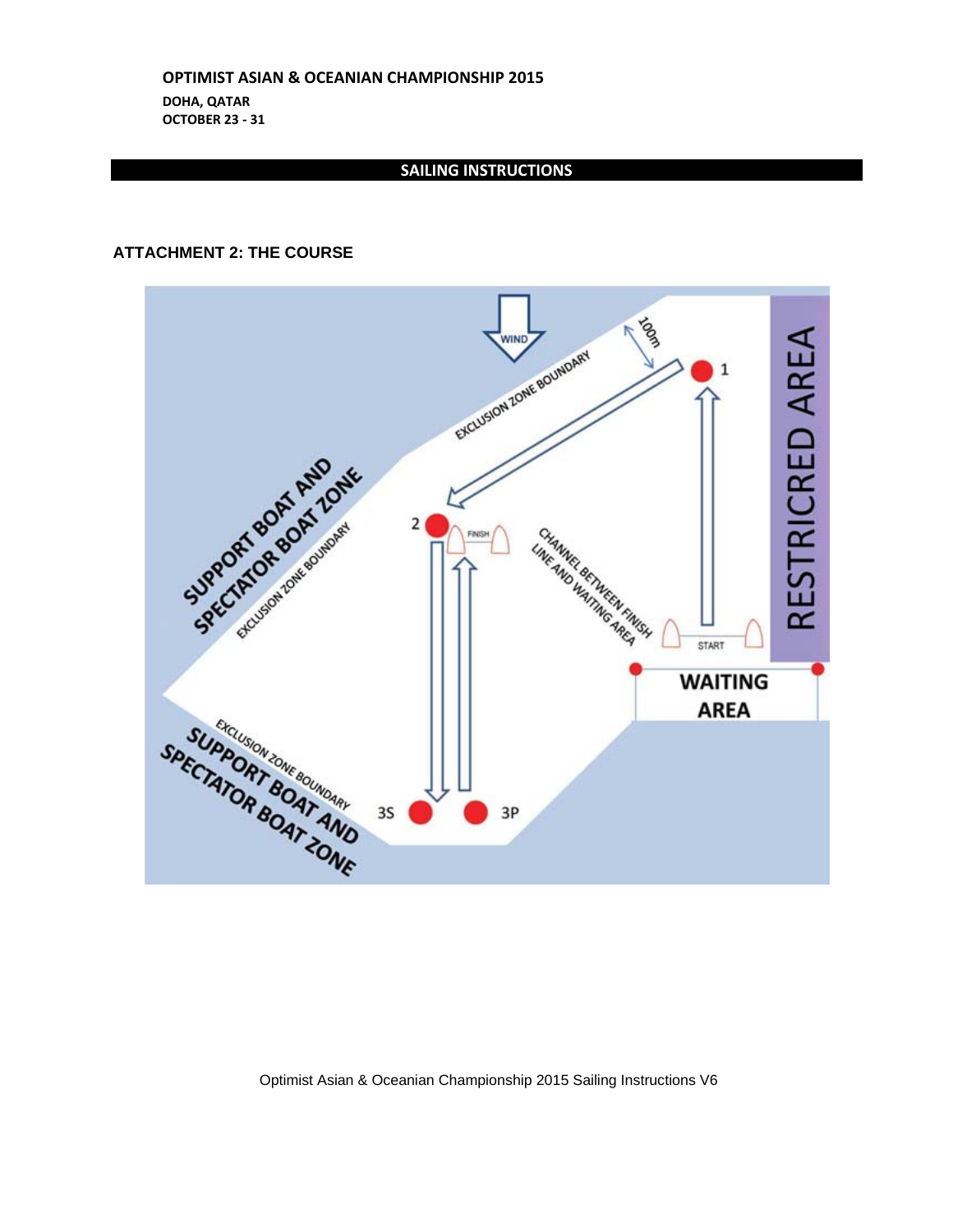**OPTIMIST ASIAN & OCEANIAN CHAMPIONSHIP 2015**

**DOHA, QATAR**
**OCTOBER 23 - 31**

**SAILING INSTRUCTIONS**

### ATTACHMENT 2: THE COURSE

WIND

100m

EXCLUSION ZONE BOUNDARY

1

RESTRICRED AREA

SUPPORT BOAT AND SPECTATOR BOAT ZONE

EXCLUSION ZONE BOUNDARY

2

FINISH

CHANNEL BETWEEN FINISH LINE AND WAITING AREA

START

WAITING AREA

EXCLUSION ZONE BOUNDARY

SUPPORT BOAT AND SPECTATOR BOAT ZONE

3S

3P